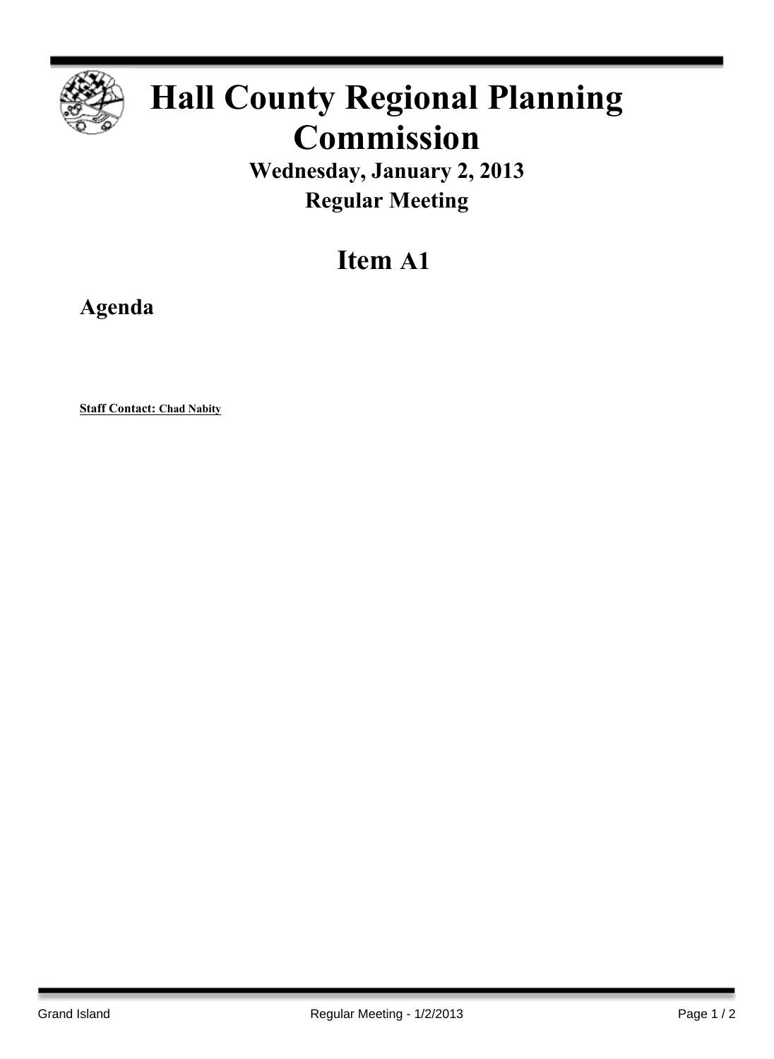# Hall County Regional Planning Commission

**Wednesday, January 2, 2013**

**Regular Meeting**

## Item A1

### Agenda

**Staff Contact: Chad Nabity**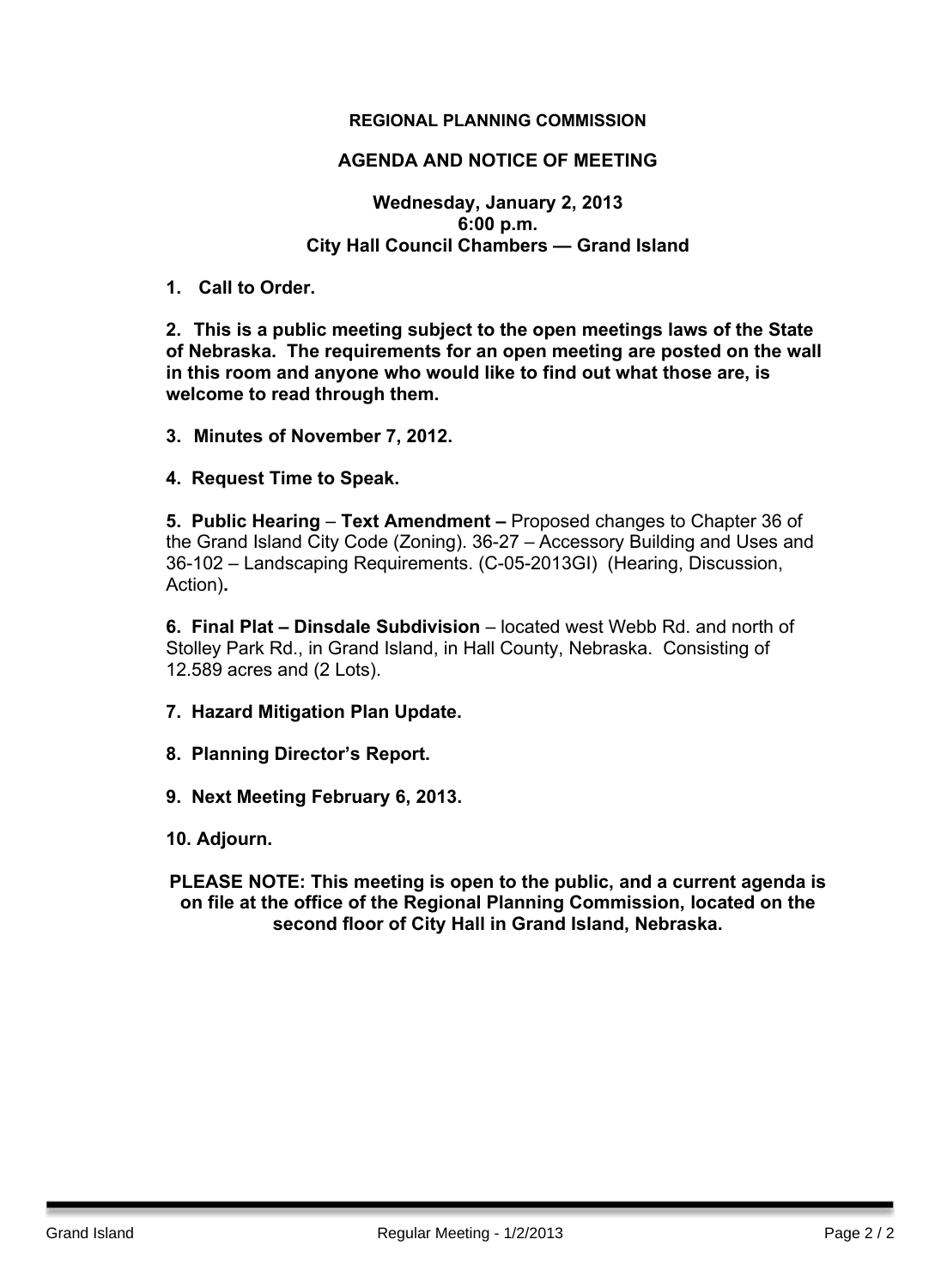**REGIONAL PLANNING COMMISSION**

**AGENDA AND NOTICE OF MEETING**

**Wednesday, January 2, 2013**
**6:00 p.m.**
**City Hall Council Chambers — Grand Island**

**1. Call to Order.**

**2. This is a public meeting subject to the open meetings laws of the State of Nebraska. The requirements for an open meeting are posted on the wall in this room and anyone who would like to find out what those are, is welcome to read through them.**

**3. Minutes of November 7, 2012.**

**4. Request Time to Speak.**

**5. Public Hearing** – **Text Amendment –** Proposed changes to Chapter 36 of the Grand Island City Code (Zoning). 36-27 – Accessory Building and Uses and 36-102 – Landscaping Requirements. (C-05-2013GI) (Hearing, Discussion, Action)**.**

**6. Final Plat – Dinsdale Subdivision** – located west Webb Rd. and north of Stolley Park Rd., in Grand Island, in Hall County, Nebraska. Consisting of 12.589 acres and (2 Lots).

**7. Hazard Mitigation Plan Update.**

**8. Planning Director's Report.**

**9. Next Meeting February 6, 2013.**

**10. Adjourn.**

**PLEASE NOTE: This meeting is open to the public, and a current agenda is on file at the office of the Regional Planning Commission, located on the second floor of City Hall in Grand Island, Nebraska.**